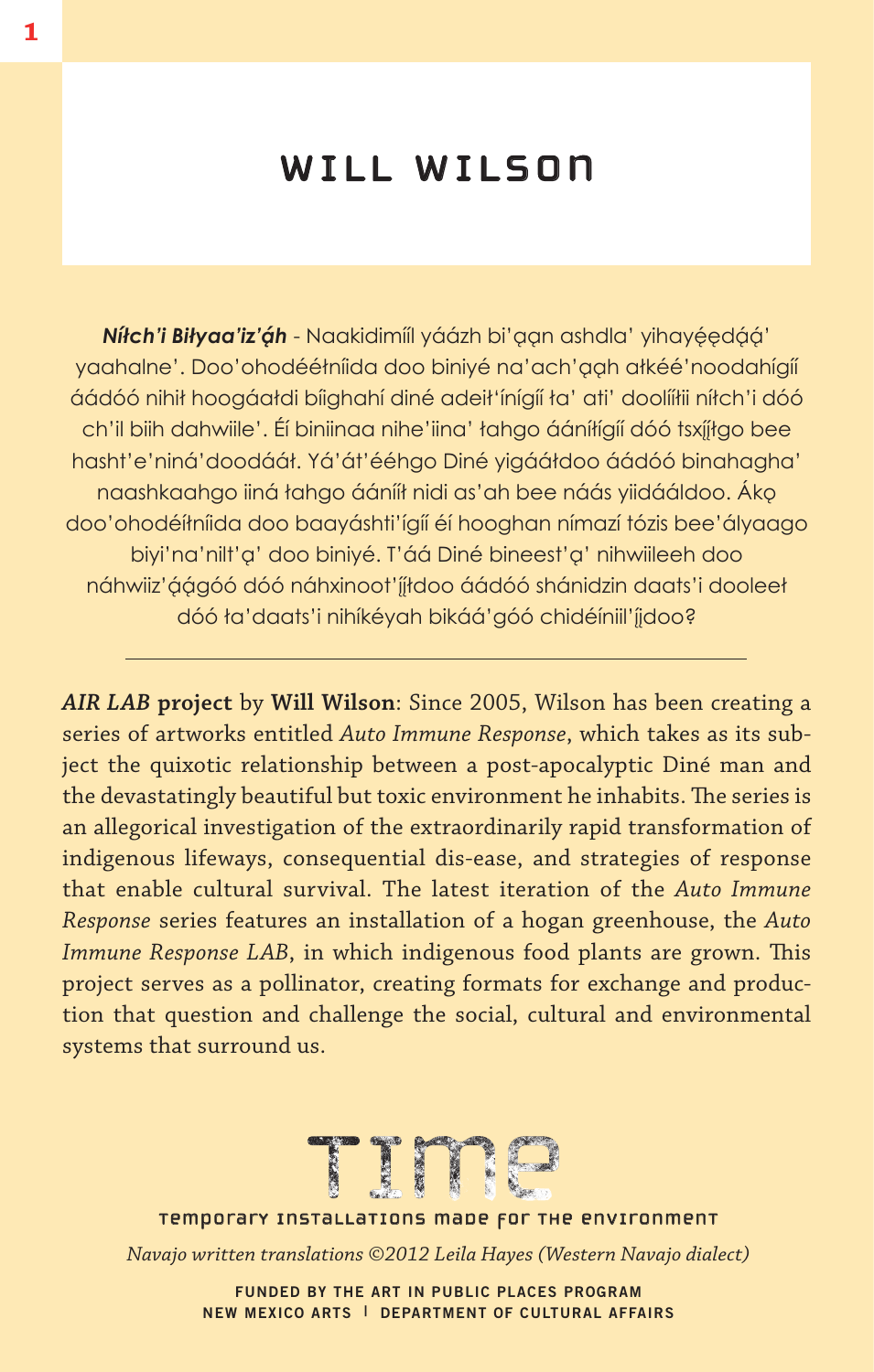# WILL WILSON

***Níłch'i Biłyaa'iz'ą́h*** - Naakidimíil yáázh bi'ąąn ashdla' yihayęęḍą́ą' yaahalne'. Doo'ohodééłníida doo biniyé na'ach'ąąh ałkéé'noodahígíí áádóó nihił hoogáałdi bíighahí diné adeił'ínígíí ła' ati' doolííłii níłch'i dóó ch'il biih dahwiile'. Éí biniinaa nihe'iina' łahgo áánííłígíí dóó tsxį́įłgo bee hasht'e'niná'doodááł. Yá'át'ééhgo Diné yigááłdoo áádóó binahagha' naashkaahgo iiná łahgo áánííł nidi as'ah bee náás yiidááldoo. Áko doo'ohodéíłníida doo baayáshti'ígíí éí hooghan nímazí tózis bee'ályaago biyi'na'nilt'ą' doo biniyé. T'áá Diné bineest'ą' nihwiileeh doo náhwiiz'ą́ągóó dóó náhxinoot'į́įłdoo áádóó shánidzin daats'i dooleeł dóó ła'daats'i nihíkéyah bikáá'góó chidéíniil'į́įdoo?

---

***AIR LAB* project** by **Will Wilson**: Since 2005, Wilson has been creating a series of artworks entitled *Auto Immune Response*, which takes as its subject the quixotic relationship between a post-apocalyptic Diné man and the devastatingly beautiful but toxic environment he inhabits. The series is an allegorical investigation of the extraordinarily rapid transformation of indigenous lifeways, consequential dis-ease, and strategies of response that enable cultural survival. The latest iteration of the *Auto Immune Response* series features an installation of a hogan greenhouse, the *Auto Immune Response LAB*, in which indigenous food plants are grown. This project serves as a pollinator, creating formats for exchange and production that question and challenge the social, cultural and environmental systems that surround us.

TIME

Temporary Installations Made for the Environment

*Navajo written translations ©2012 Leila Hayes (Western Navajo dialect)*

FUNDED BY THE ART IN PUBLIC PLACES PROGRAM
NEW MEXICO ARTS | DEPARTMENT OF CULTURAL AFFAIRS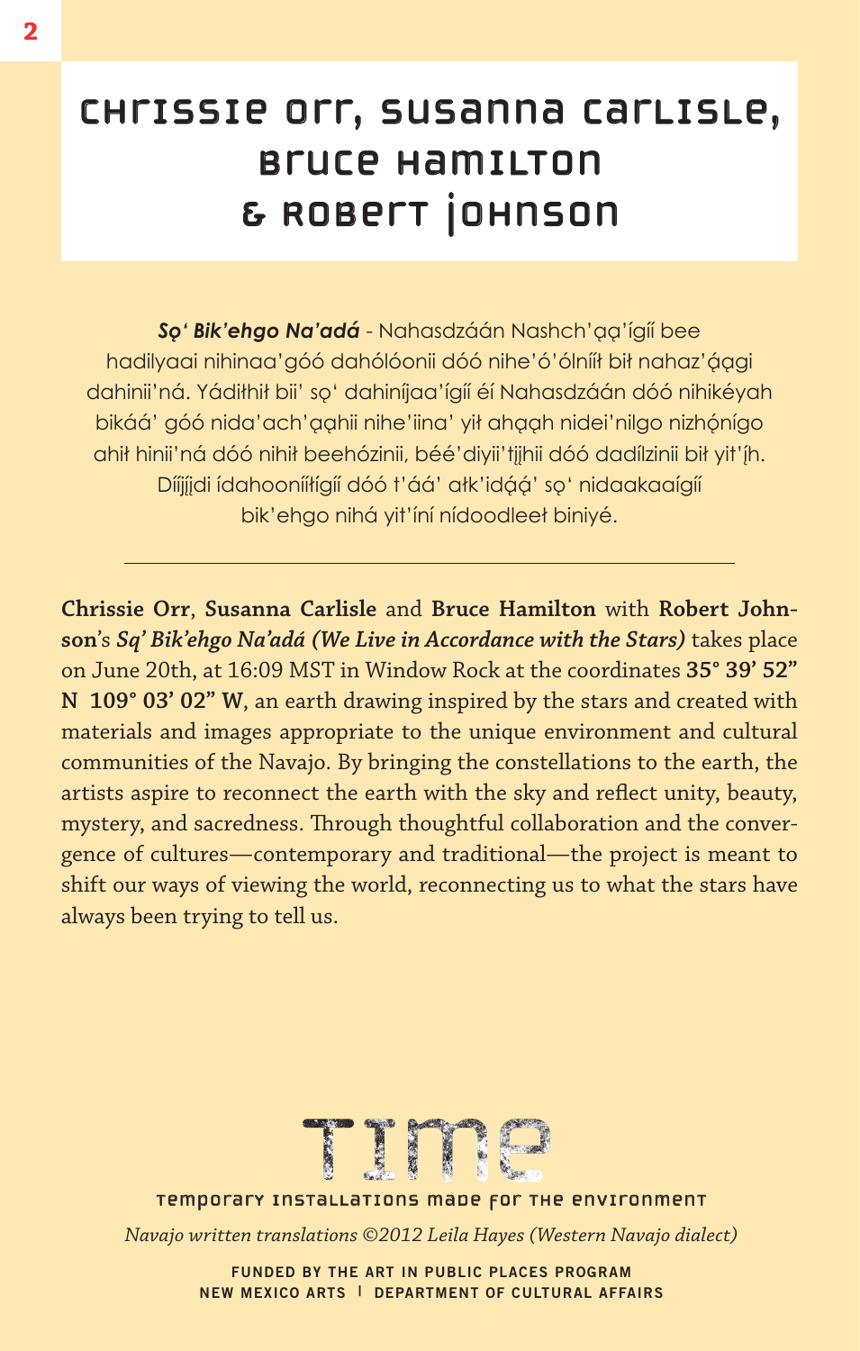# Chrissie Orr, Susanna Carlisle, Bruce Hamilton & Robert Johnson

***Sǫ' Bik'ehgo Na'adá*** - Nahasdzáán Nashch'ąą'ígíí bee hadilyaai nihinaa'góó dahólóonii dóó nihe'ó'ólníłt bił nahaz'ą́ągi dahinii'ná. Yádithił bii' sǫ' dahiníjaa'ígíí éí Nahasdzáán dóó nihikéyah bikáá' góó nida'ach'ąąhii nihe'iina' yił ahąąh nidei'nilgo nizhǫ́nígo ahił hinii'ná dóó nihił beehózinii, béé'diyii'tįįhii dóó dadílzinii bił yit'į́h. Díįįįdi ídahooníłtígíí dóó t'áá' ałk'idą́ą' sǫ' nidaakaaígíí bik'ehgo nihá yit'íní nídoodleeł biniyé.

---

**Chrissie Orr**, **Susanna Carlisle** and **Bruce Hamilton** with **Robert Johnson**'s ***Sq' Bik'ehgo Na'adá (We Live in Accordance with the Stars)*** takes place on June 20th, at 16:09 MST in Window Rock at the coordinates **35° 39' 52" N 109° 03' 02" W**, an earth drawing inspired by the stars and created with materials and images appropriate to the unique environment and cultural communities of the Navajo. By bringing the constellations to the earth, the artists aspire to reconnect the earth with the sky and reflect unity, beauty, mystery, and sacredness. Through thoughtful collaboration and the convergence of cultures—contemporary and traditional—the project is meant to shift our ways of viewing the world, reconnecting us to what the stars have always been trying to tell us.

TIME

Temporary Installations Made for the Environment

*Navajo written translations ©2012 Leila Hayes (Western Navajo dialect)*

**FUNDED BY THE ART IN PUBLIC PLACES PROGRAM**
**NEW MEXICO ARTS | DEPARTMENT OF CULTURAL AFFAIRS**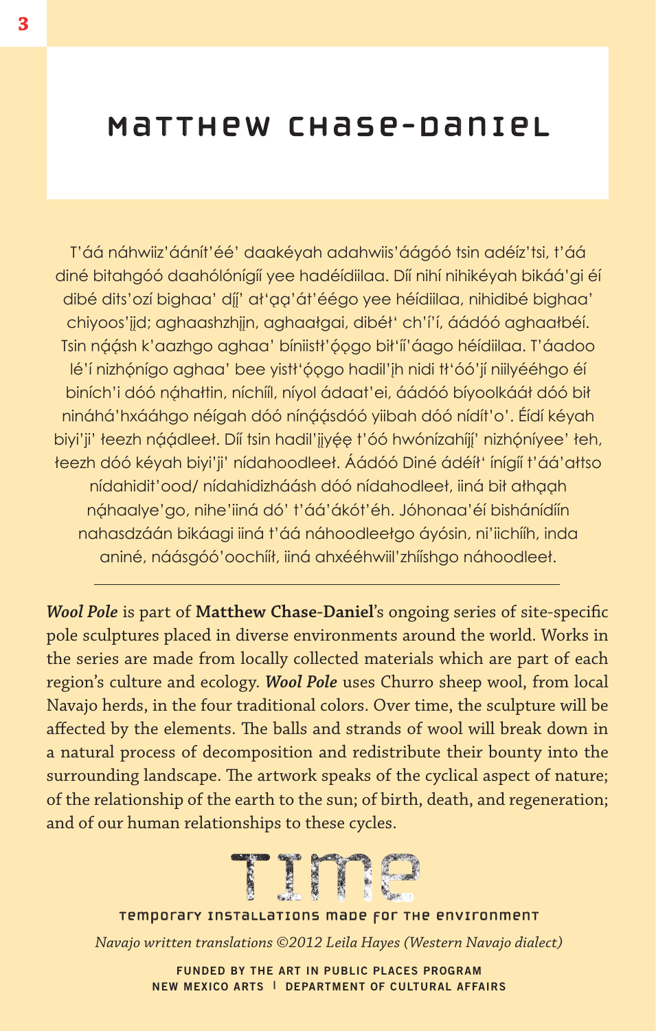# Matthew Chase-Daniel

T'áá náhwiiz'áánít'éé' daakéyah adahwiis'áágóó tsin adéíz'tsi, t'áá diné bitahgóó daahólónígíí yee hadéídiilaa. Díí nihí nihikéyah bikáá'gi éí dibé dits'ozí bighaa' dį́į' ał'ą́ą'át'éégo yee héídiilaa, nihidibé bighaa' chiyoos'įįd; aghaashzhį́in, aghaałgai, dibéł' ch'í'í, áádóó aghaałbéí. Tsin nááśh k'aazhgo aghaa' bíniistł'ǫǫgo bił'íí'áago héídiilaa. T'áadoo lé'í nizhǫ́nígo aghaa' bee yistł'ǫ́ǫgo hadil'įh nidi tł'óó'jí niilyééhgo éí biních'i dóó nąhattin, níchííl, níyol ádaat'ei, áádóó bíyoolkááł dóó bił nináhá'hxááhgo néígah dóó nínąą́sdóó yiibah dóó nídít'o'. Éídí kéyah biyi'ji' łeezh nąą́dleeł. Díí tsin hadil'įįyę́ę t'óó hwónízahį́į' nizhǫ́níyee' łeh, łeezh dóó kéyah biyi'ji' nídahoodleeł. Áádóó Diné ádéíł' ínígíí t'áá'attso nídahidit'ood/ nídahidizhááśh dóó nídahodleeł, iiná bił ałhąąh nąhaalye'go, nihe'iiná dó' t'áá'ákót'éh. Jóhonaa'éí bishánídíín nahasdzáán bikáagi iiná t'áá náhoodleełgo áyósin, ni'iichííh, inda aniné, náásgóó'oochííł, iiná ahxééhwiil'zhííshgo náhoodleeł.

---

***Wool Pole*** is part of **Matthew Chase-Daniel**'s ongoing series of site-specific pole sculptures placed in diverse environments around the world. Works in the series are made from locally collected materials which are part of each region's culture and ecology. ***Wool Pole*** uses Churro sheep wool, from local Navajo herds, in the four traditional colors. Over time, the sculpture will be affected by the elements. The balls and strands of wool will break down in a natural process of decomposition and redistribute their bounty into the surrounding landscape. The artwork speaks of the cyclical aspect of nature; of the relationship of the earth to the sun; of birth, death, and regeneration; and of our human relationships to these cycles.

TIME

Temporary Installations Made for the Environment

*Navajo written translations ©2012 Leila Hayes (Western Navajo dialect)*

FUNDED BY THE ART IN PUBLIC PLACES PROGRAM
NEW MEXICO ARTS | DEPARTMENT OF CULTURAL AFFAIRS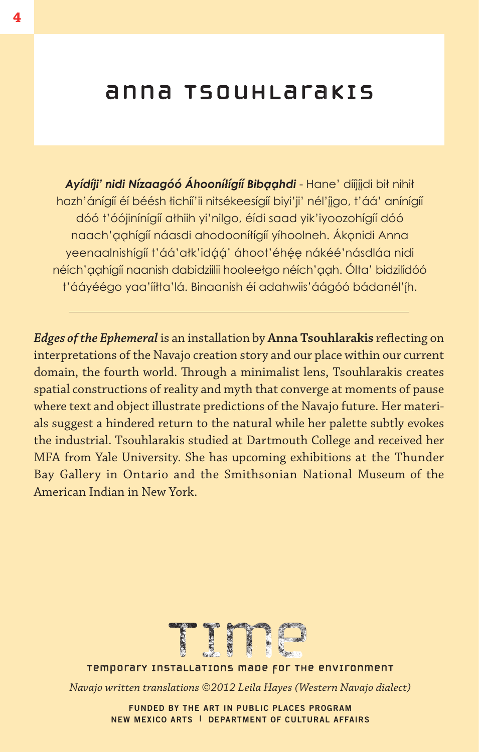# Anna Tsouhlarakis

***Ayídíji' nidi Nízaagóó Áhoonííłgíí Bibąąhdi*** - Hane' díííjjdi bił nihił hazh'ánígíí éí béésh łichíí'ii nitsékeesígíí biyi'ji' nél'íjgo, t'áá' anínígíí dóó t'óójinínígíí ałhiih yi'nilgo, éídi saad yik'iyoozohígíí dóó naach'ąąhígíí náasdi ahodoonííłgíí yíhoolneh. Ákǫnidi Anna yeenaalnishígíí t'áá'ałk'idąą' áhoot'éhęę nákéé'násdláa nidi néích'ąąhígíí naanish dabidziilii hooleełgo néích'ąąh. Ólta' bidzilídóó t'ááyéégo yaa'íítta'lá. Binaanish éí adahwiis'áágóó bádanél'íįh.

---

***Edges of the Ephemeral*** is an installation by **Anna Tsouhlarakis** reflecting on interpretations of the Navajo creation story and our place within our current domain, the fourth world. Through a minimalist lens, Tsouhlarakis creates spatial constructions of reality and myth that converge at moments of pause where text and object illustrate predictions of the Navajo future. Her materials suggest a hindered return to the natural while her palette subtly evokes the industrial. Tsouhlarakis studied at Dartmouth College and received her MFA from Yale University. She has upcoming exhibitions at the Thunder Bay Gallery in Ontario and the Smithsonian National Museum of the American Indian in New York.

TIME

Temporary Installations Made for the Environment

*Navajo written translations ©2012 Leila Hayes (Western Navajo dialect)*

FUNDED BY THE ART IN PUBLIC PLACES PROGRAM
NEW MEXICO ARTS | DEPARTMENT OF CULTURAL AFFAIRS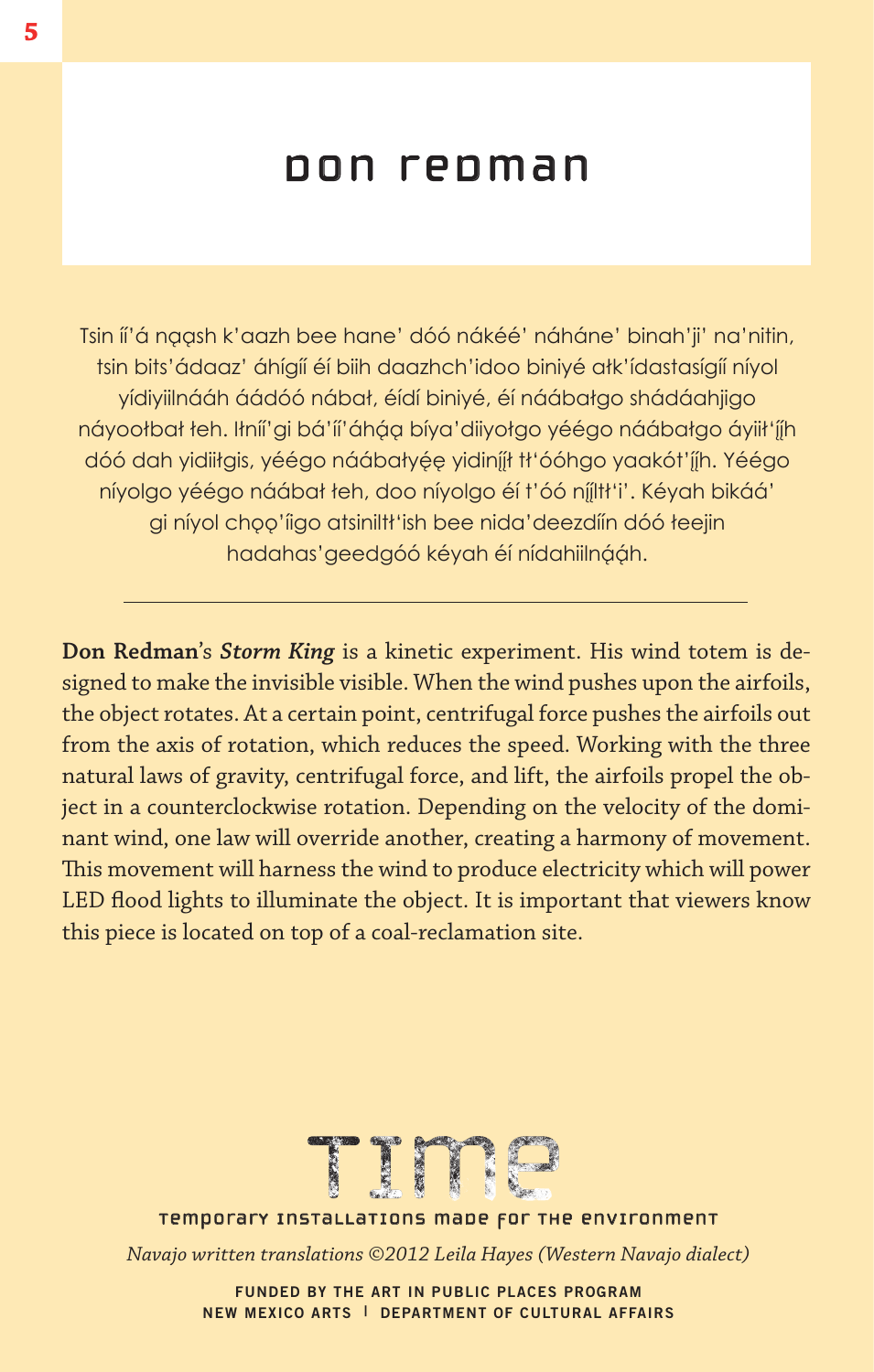# Don Redman

Tsin íí'á nąąsh k'aazh bee hane' dóó nákéé' náháne' binah'ji' na'nitin, tsin bits'ádaaz' áhígíí éí biih daazhch'idoo biniyé ałk'ídastasígíí níyol yídiyiilnááh áádóó nábał, éídí biniyé, éí náábałgo shádáahjigo náyoołbał łeh. Iłníí'gi bá'íí'áhą́ą bíya'diiyołgo yéégo náábałgo áyiił'įį́h dóó dah yidiiłgis, yéégo náábałyéę yidinįįł tł'óóhgo yaakót'įį́h. Yéégo níyolgo yéégo náábał łeh, doo níyolgo éí t'óó nįįłtł'i'. Kéyah bikáá' gi níyol chǫǫ'íigo atsiniltł'ish bee nida'deezdíín dóó łeejin hadahas'geedgóó kéyah éí nídahiilnáá́h.

---

**Don Redman**'s ***Storm King*** is a kinetic experiment. His wind totem is designed to make the invisible visible. When the wind pushes upon the airfoils, the object rotates. At a certain point, centrifugal force pushes the airfoils out from the axis of rotation, which reduces the speed. Working with the three natural laws of gravity, centrifugal force, and lift, the airfoils propel the object in a counterclockwise rotation. Depending on the velocity of the dominant wind, one law will override another, creating a harmony of movement. This movement will harness the wind to produce electricity which will power LED flood lights to illuminate the object. It is important that viewers know this piece is located on top of a coal-reclamation site.

TIME

Temporary Installations Made for the Environment

*Navajo written translations ©2012 Leila Hayes (Western Navajo dialect)*

FUNDED BY THE ART IN PUBLIC PLACES PROGRAM
NEW MEXICO ARTS | DEPARTMENT OF CULTURAL AFFAIRS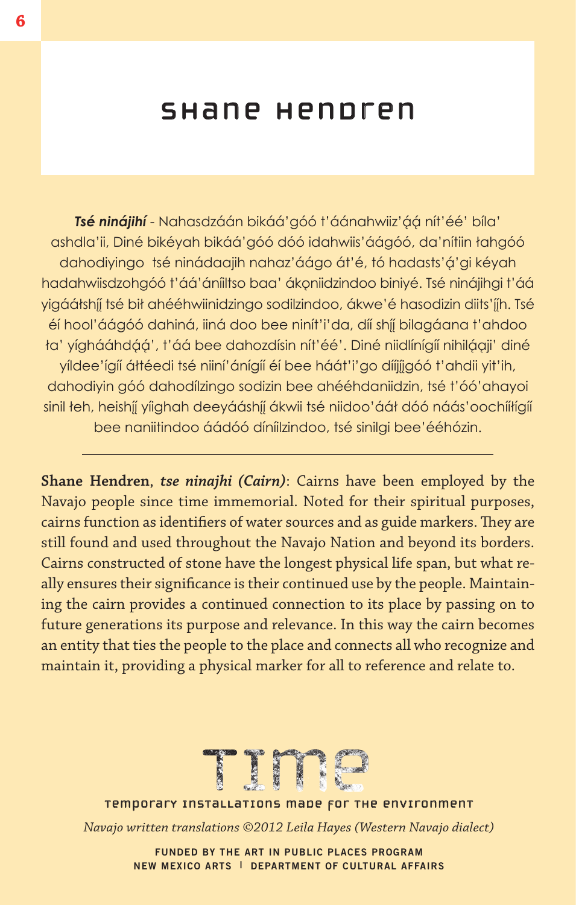# Shane Hendren

***Tsé ninájihí*** - Nahasdzáán bikáá'góó t'áánahwiiz'ą́ą́ nít'éé' bíla' ashdla'ii, Diné bikéyah bikáá'góó dóó idahwiis'áágóó, da'nítiin łahgóó dahodiyingo tsé ninádaajih nahaz'áágo át'é, tó hadasts'ą́'gi kéyah hadahwiisdzohgóó t'áá'áníiltso baa' ákǫniidzindoo biniyé. Tsé ninájihgi t'áá yigááłshįį́ tsé bił ahééhwiinidzingo sodilzindoo, ákwe'é hasodizin diits'į́įh. Tsé éí hool'áágóó dahiná, iiná doo bee ninít'i'da, díí shįį́ bilagáana t'ahdoo ła' yígháháhdą́ą́', t'áá bee dahozdísin nít'éé'. Diné niidlínígíí nihilą́ąji' diné yíldee'ígíí áłtéedi tsé niiní'ánígíí éí bee háát'i'go díįįįgóó t'ahdii yit'ih, dahodiyin góó dahodílzingo sodizin bee ahééhdaniidzin, tsé t'óó'ahayoi sinil łeh, heishįį́ yíighah deeyááshįį́ ákwii tsé niidoo'ááł dóó náás'oochííłígíí bee naniitindoo áádóó díníilzindoo, tsé sinilgi bee'ééhózin.

---

**Shane Hendren**, ***tse ninajhi (Cairn)***: Cairns have been employed by the Navajo people since time immemorial. Noted for their spiritual purposes, cairns function as identifiers of water sources and as guide markers. They are still found and used throughout the Navajo Nation and beyond its borders. Cairns constructed of stone have the longest physical life span, but what really ensures their significance is their continued use by the people. Maintaining the cairn provides a continued connection to its place by passing on to future generations its purpose and relevance. In this way the cairn becomes an entity that ties the people to the place and connects all who recognize and maintain it, providing a physical marker for all to reference and relate to.

TIME

Temporary Installations Made for the Environment

*Navajo written translations ©2012 Leila Hayes (Western Navajo dialect)*

FUNDED BY THE ART IN PUBLIC PLACES PROGRAM
NEW MEXICO ARTS | DEPARTMENT OF CULTURAL AFFAIRS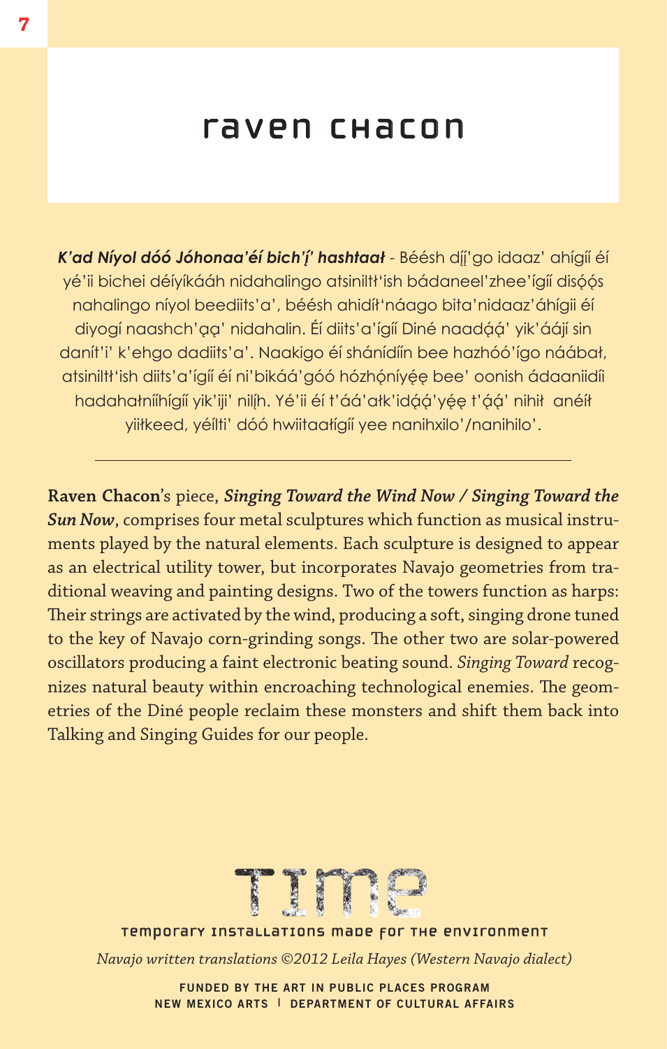# raven chacon

***K'ad Níyol dóó Jóhonaa'éí bich'į' hashtaał*** - Béésh dįį'go idaaz' ahígíí éí yé'ii bichei déíyíkááh nidahalingo atsiniltł'ish bádaneel'zhee'ígíí disǫǫs nahalingo níyol beediits'a', béésh ahidíł'náago bita'nidaaz'áhígii éí diyogí naashch'ąą' nidahalin. Éí diits'a'ígíí Diné naadąą' yik'ááj́í sin danít'i' k'ehgo dadiits'a'. Naakigo éí shánídíín bee hazhóó'ígo náábał, atsiniltł'ish diits'a'ígíí éí ni'bikáá'góó hózhǫ́níyę́ę bee' oonish ádaaniidíí hadahałníihígíí yik'iji' nilįh. Yé'ii éí t'áá'ałk'idąą'yę́ę t'ąą' nihił anéíł yiiłkeed, yéílti' dóó hwiitaałígíí yee nanihxilo'/nanihilo'.

---

**Raven Chacon**'s piece, ***Singing Toward the Wind Now / Singing Toward the Sun Now***, comprises four metal sculptures which function as musical instruments played by the natural elements. Each sculpture is designed to appear as an electrical utility tower, but incorporates Navajo geometries from traditional weaving and painting designs. Two of the towers function as harps: Their strings are activated by the wind, producing a soft, singing drone tuned to the key of Navajo corn-grinding songs. The other two are solar-powered oscillators producing a faint electronic beating sound. *Singing Toward* recognizes natural beauty within encroaching technological enemies. The geometries of the Diné people reclaim these monsters and shift them back into Talking and Singing Guides for our people.

TIME

Temporary Installations Made for the Environment

*Navajo written translations ©2012 Leila Hayes (Western Navajo dialect)*

FUNDED BY THE ART IN PUBLIC PLACES PROGRAM
NEW MEXICO ARTS | DEPARTMENT OF CULTURAL AFFAIRS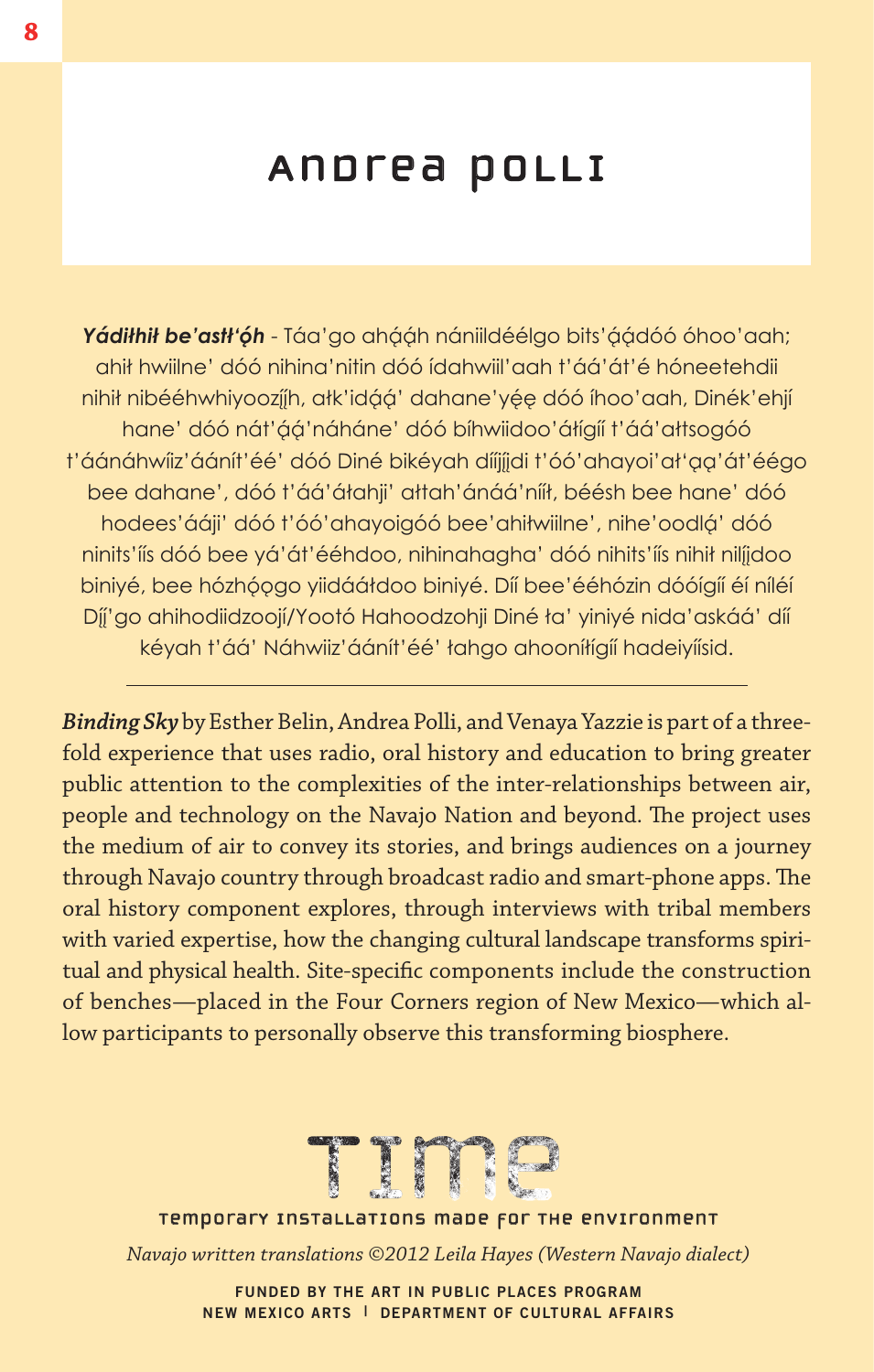# Andrea Polli

***Yádiłhił be'astł'óh*** - Táa'go ahą́ą́h nániildéélgo bits'ą́ądóó óhoo'aah; ahił hwiilne' dóó nihina'nitin dóó ídahwiil'aah t'áá'át'é hóneetehdii nihił nibééhwhiyoozį́įh, ałk'idą́ą' dahane'yę́ę dóó íhoo'aah, Dinék'ehjí hane' dóó nát'ą́ą'náháne' dóó bíhwiidoo'áłígíí t'áá'ałtsogóó t'áánáhwíiz'áánít'éé' dóó Diné bikéyah díįjį́įdi t'óó'ahayoi'ał'ąą'át'éégo bee dahane', dóó t'áá'áłahji' ałtah'ánáá'nííł, béésh bee hane' dóó hodees'ááji' dóó t'óó'ahayoigóó bee'ahiłwiilne', nihe'oodlą́' dóó ninits'íís dóó bee yá'át'ééhdoo, nihinahagha' dóó nihits'íís nihił niłį́įdoo biniyé, bee hózhǫ́ǫgo yiidáátdoo biniyé. Díí bee'ééhózin dóóígíí éí nííléí Dį́į'go ahihodiidzoojí/Yootó Hahoodzohji Diné ła' yiniyé nida'askáá' díí kéyah t'áá' Náhwiiz'áánít'éé' łahgo ahooníłígíí hadeiyíísid.

---

***Binding Sky*** by Esther Belin, Andrea Polli, and Venaya Yazzie is part of a three-fold experience that uses radio, oral history and education to bring greater public attention to the complexities of the inter-relationships between air, people and technology on the Navajo Nation and beyond. The project uses the medium of air to convey its stories, and brings audiences on a journey through Navajo country through broadcast radio and smart-phone apps. The oral history component explores, through interviews with tribal members with varied expertise, how the changing cultural landscape transforms spiritual and physical health. Site-specific components include the construction of benches—placed in the Four Corners region of New Mexico—which allow participants to personally observe this transforming biosphere.

TIME

Temporary Installations Made for the Environment

*Navajo written translations ©2012 Leila Hayes (Western Navajo dialect)*

FUNDED BY THE ART IN PUBLIC PLACES PROGRAM
NEW MEXICO ARTS | DEPARTMENT OF CULTURAL AFFAIRS